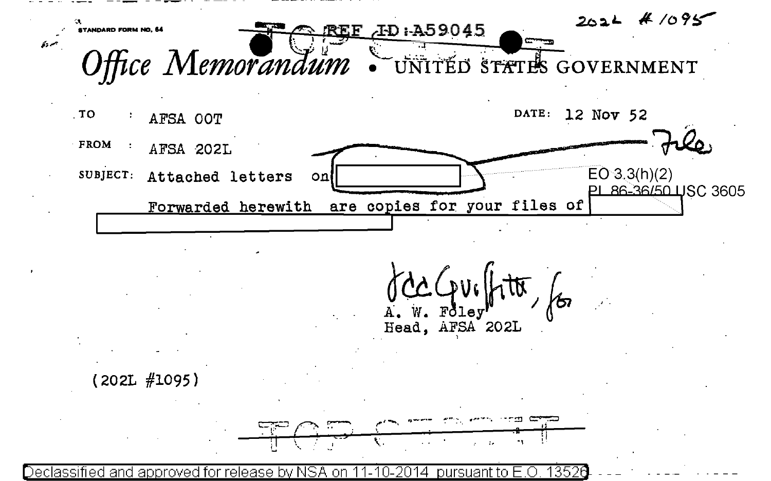2022L #1095

STANDARD FORM NO. 64

REF ID:A59045

TOP SECRET

# Office Memorandum • UNITED STATES GOVERNMENT

TO : AFSA 00T

DATE: 12 Nov 52

FROM : AFSA 202L

File

SUBJECT: Attached letters on [REDACTED]

EO 3.3(h)(2)
PL 86-36/50 USC 3605

Forwarded herewith are copies for your files of [REDACTED] [REDACTED]

J.C.C. Guiffitte, for
A. W. Foley
Head, AFSA 202L

(202L #1095)

TOP SECRET

Declassified and approved for release by NSA on 11-10-2014 pursuant to E.O. 13526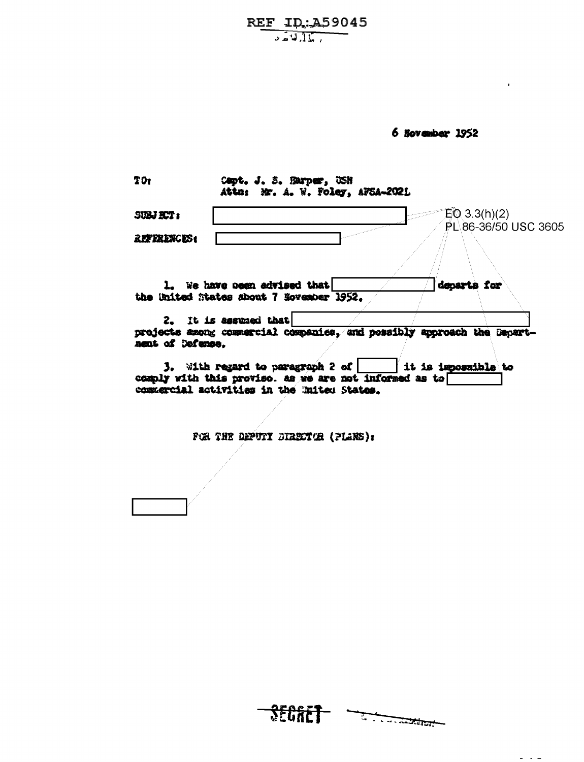REF ID:A59045

6 November 1952

TO: Capt. J. S. Harper, USN
Attn: Mr. A. W. Foley, AFSA-202L

SUBJECT: [redacted]

REFERENCES: [redacted]

EO 3.3(h)(2)
PL 86-36/50 USC 3605

1. We have been advised that [redacted] departs for the United States about 7 November 1952.

2. It is assumed that [redacted] projects among commercial companies, and possibly approach the Department of Defense.

3. With regard to paragraph 2 of [redacted] it is impossible to comply with this proviso. as we are not informed as to [redacted] commercial activities in the United States.

FOR THE DEPUTY DIRECTOR (PLANS):

[redacted]

SECRET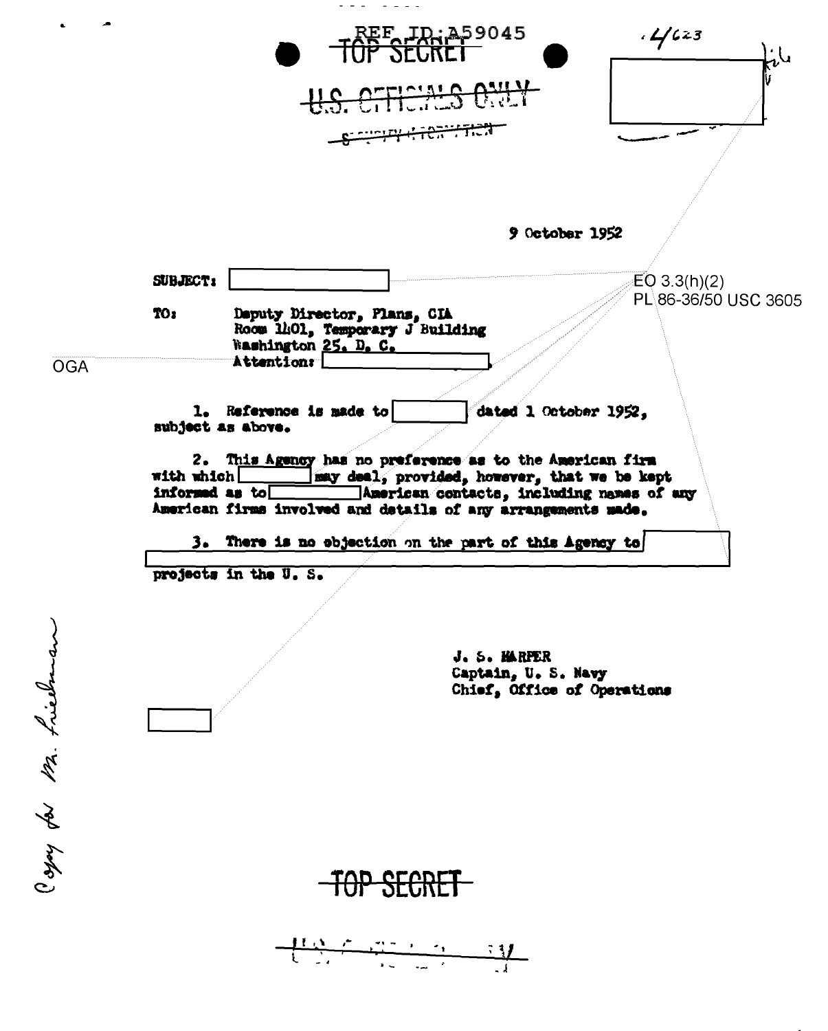REF ID:A59045

~~TOP SECRET~~

~~U.S. OFFICIALS ONLY~~

~~SECURITY INFORMATION~~

.4623

9 October 1952

SUBJECT: [ ]

EO 3.3(h)(2)
PL 86-36/50 USC 3605

TO: Deputy Director, Plans, CIA
Room 1401, Temporary J Building
Washington 25, D. C.
Attention: [ ]

OGA

1. Reference is made to [ ] dated 1 October 1952, subject as above.

2. This Agency has no preference as to the American firm with which [ ] may deal, provided, however, that we be kept informed as to [ ] American contacts, including names of any American firms involved and details of any arrangements made.

3. There is no objection on the part of this Agency to [ ] projects in the U. S.

J. S. HARPER
Captain, U. S. Navy
Chief, Office of Operations

[ ]

Copy for Mr. Friedman

~~TOP SECRET~~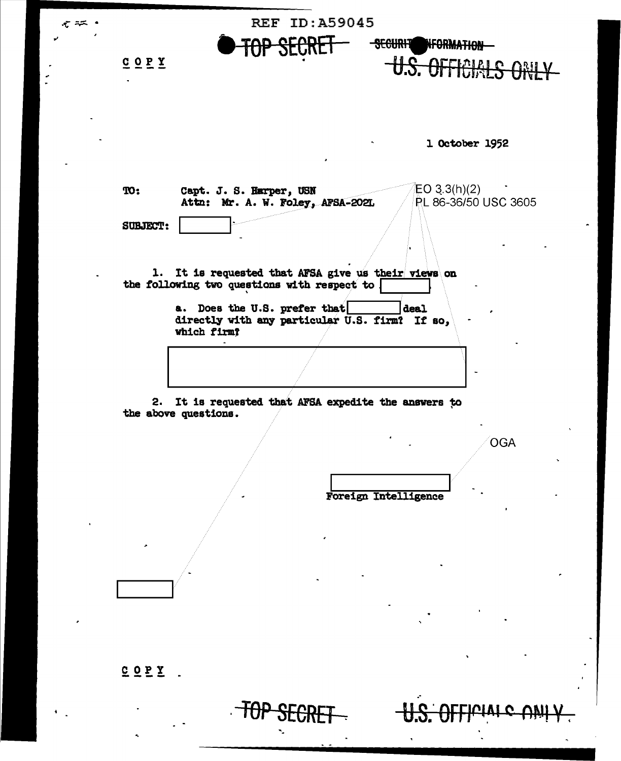REF ID:A59045

TOP SECRET SECURITY INFORMATION

U.S. OFFICIALS ONLY

COPY

1 October 1952

TO: Capt. J. S. Harper, USN
Attn: Mr. A. W. Foley, AFSA-202L

EO 3.3(h)(2)
PL 86-36/50 USC 3605

SUBJECT: [ ]

1. It is requested that AFSA give us their views on the following two questions with respect to [ ].

a. Does the U.S. prefer that [ ] deal directly with any particular U.S. firm? If so, which firm?

[ ]

2. It is requested that AFSA expedite the answers to the above questions.

OGA

[ ]
Foreign Intelligence

[ ]

COPY

TOP SECRET U.S. OFFICIALS ONLY